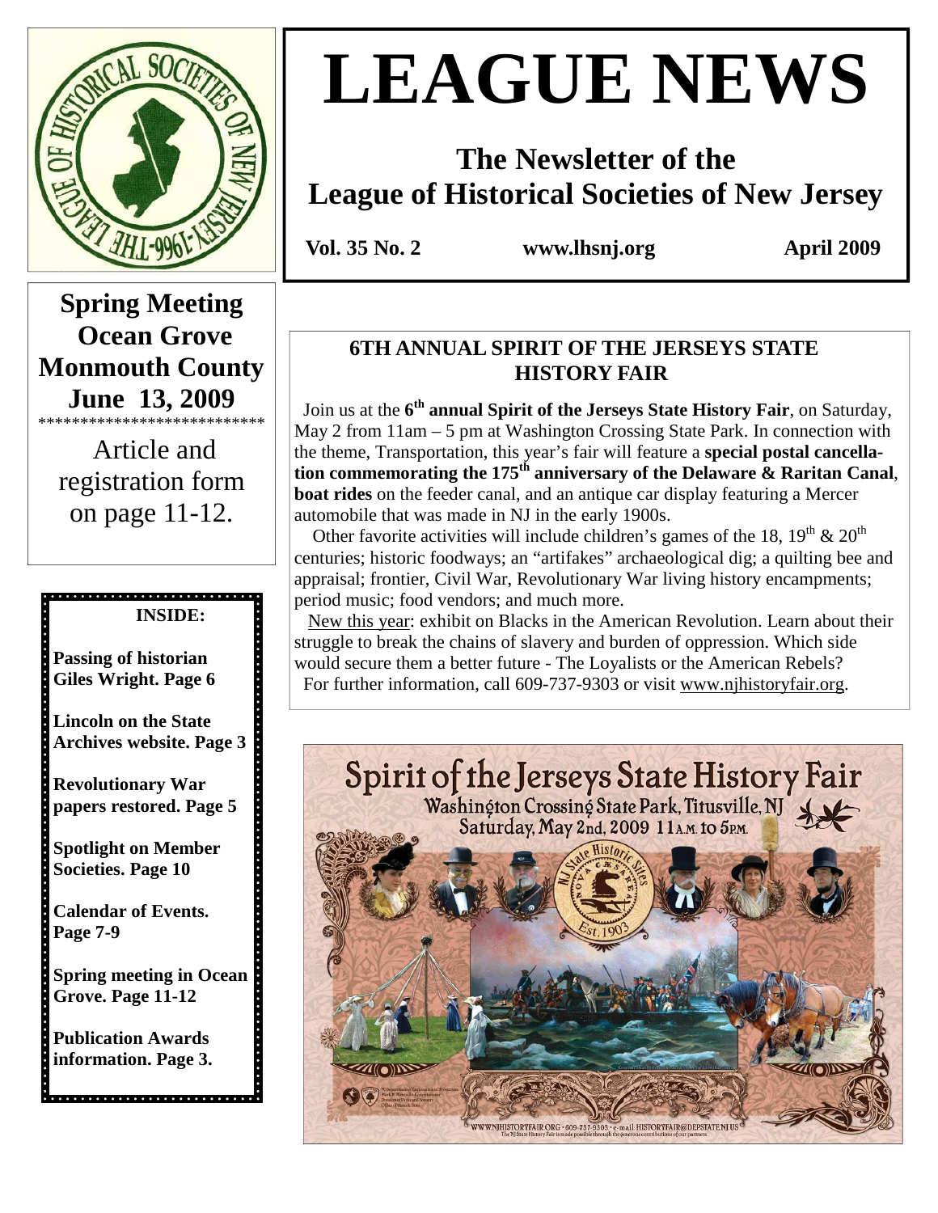# LEAGUE NEWS

## The Newsletter of the League of Historical Societies of New Jersey

**Vol. 35 No. 2** **www.lhsnj.org** **April 2009**

**Spring Meeting**
**Ocean Grove**
**Monmouth County**
**June 13, 2009**

***************************

Article and registration form on page 11-12.

**INSIDE:**

**Passing of historian Giles Wright. Page 6**

**Lincoln on the State Archives website. Page 3**

**Revolutionary War papers restored. Page 5**

**Spotlight on Member Societies. Page 10**

**Calendar of Events. Page 7-9**

**Spring meeting in Ocean Grove. Page 11-12**

**Publication Awards information. Page 3.**

### 6TH ANNUAL SPIRIT OF THE JERSEYS STATE HISTORY FAIR

Join us at the **6th annual Spirit of the Jerseys State History Fair**, on Saturday, May 2 from 11am – 5 pm at Washington Crossing State Park. In connection with the theme, Transportation, this year's fair will feature a **special postal cancellation commemorating the 175th anniversary of the Delaware & Raritan Canal**, **boat rides** on the feeder canal, and an antique car display featuring a Mercer automobile that was made in NJ in the early 1900s.

Other favorite activities will include children's games of the 18, 19th & 20th centuries; historic foodways; an "artifakes" archaeological dig; a quilting bee and appraisal; frontier, Civil War, Revolutionary War living history encampments; period music; food vendors; and much more.

New this year: exhibit on Blacks in the American Revolution. Learn about their struggle to break the chains of slavery and burden of oppression. Which side would secure them a better future - The Loyalists or the American Rebels?

For further information, call 609-737-9303 or visit www.njhistoryfair.org.

**Spirit of the Jerseys State History Fair**
Washington Crossing State Park, Titusville, NJ
Saturday, May 2nd, 2009 11 A.M. to 5 P.M.

WWW.NJHISTORYFAIR.ORG • 609-737-9303 • e-mail: HISTORYFAIR@DEP.STATE.NJ.US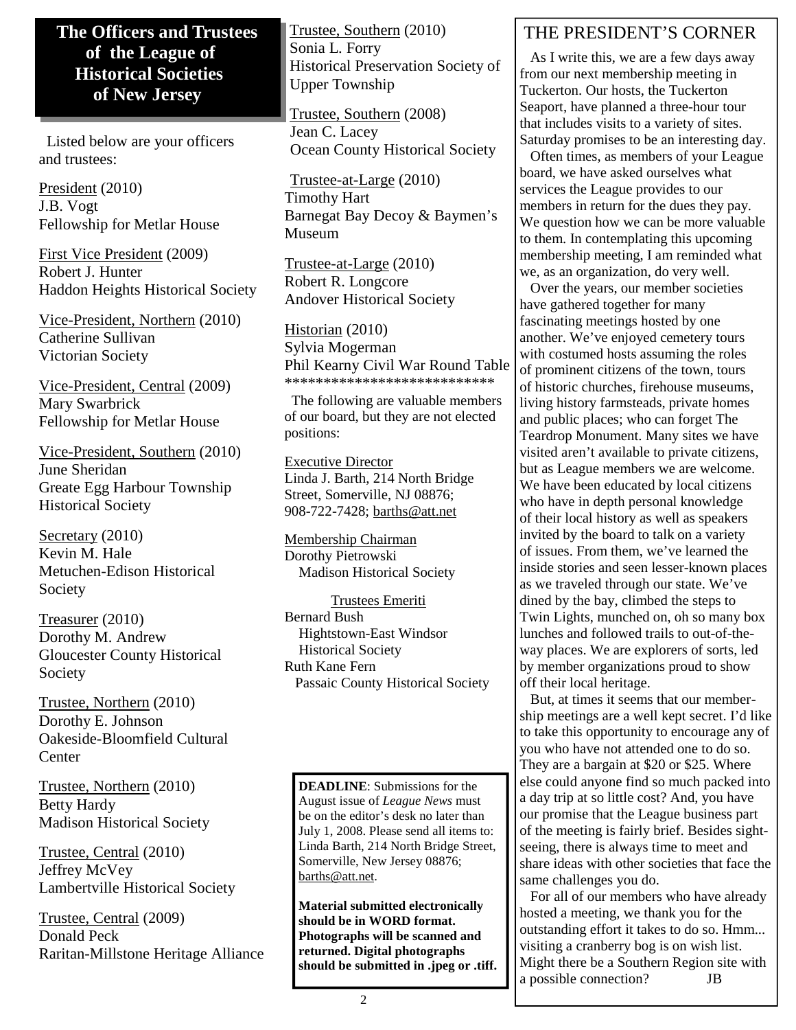## The Officers and Trustees of the League of Historical Societies of New Jersey

Listed below are your officers and trustees:

President (2010)
J.B. Vogt
Fellowship for Metlar House

First Vice President (2009)
Robert J. Hunter
Haddon Heights Historical Society

Vice-President, Northern (2010)
Catherine Sullivan
Victorian Society

Vice-President, Central (2009)
Mary Swarbrick
Fellowship for Metlar House

Vice-President, Southern (2010)
June Sheridan
Greate Egg Harbour Township Historical Society

Secretary (2010)
Kevin M. Hale
Metuchen-Edison Historical Society

Treasurer (2010)
Dorothy M. Andrew
Gloucester County Historical Society

Trustee, Northern (2010)
Dorothy E. Johnson
Oakeside-Bloomfield Cultural Center

Trustee, Northern (2010)
Betty Hardy
Madison Historical Society

Trustee, Central (2010)
Jeffrey McVey
Lambertville Historical Society

Trustee, Central (2009)
Donald Peck
Raritan-Millstone Heritage Alliance

Trustee, Southern (2010)
Sonia L. Forry
Historical Preservation Society of Upper Township

Trustee, Southern (2008)
Jean C. Lacey
Ocean County Historical Society

Trustee-at-Large (2010)
Timothy Hart
Barnegat Bay Decoy & Baymen's Museum

Trustee-at-Large (2010)
Robert R. Longcore
Andover Historical Society

Historian (2010)
Sylvia Mogerman
Phil Kearny Civil War Round Table

***************************

The following are valuable members of our board, but they are not elected positions:

Executive Director
Linda J. Barth, 214 North Bridge Street, Somerville, NJ 08876; 908-722-7428; barths@att.net

Membership Chairman
Dorothy Pietrowski
Madison Historical Society

Trustees Emeriti
Bernard Bush
Hightstown-East Windsor Historical Society
Ruth Kane Fern
Passaic County Historical Society

**DEADLINE**: Submissions for the August issue of *League News* must be on the editor's desk no later than July 1, 2008. Please send all items to: Linda Barth, 214 North Bridge Street, Somerville, New Jersey 08876; barths@att.net.

**Material submitted electronically should be in WORD format. Photographs will be scanned and returned. Digital photographs should be submitted in .jpeg or .tiff.**

## THE PRESIDENT'S CORNER

As I write this, we are a few days away from our next membership meeting in Tuckerton. Our hosts, the Tuckerton Seaport, have planned a three-hour tour that includes visits to a variety of sites. Saturday promises to be an interesting day.

Often times, as members of your League board, we have asked ourselves what services the League provides to our members in return for the dues they pay. We question how we can be more valuable to them. In contemplating this upcoming membership meeting, I am reminded what we, as an organization, do very well.

Over the years, our member societies have gathered together for many fascinating meetings hosted by one another. We've enjoyed cemetery tours with costumed hosts assuming the roles of prominent citizens of the town, tours of historic churches, firehouse museums, living history farmsteads, private homes and public places; who can forget The Teardrop Monument. Many sites we have visited aren't available to private citizens, but as League members we are welcome. We have been educated by local citizens who have in depth personal knowledge of their local history as well as speakers invited by the board to talk on a variety of issues. From them, we've learned the inside stories and seen lesser-known places as we traveled through our state. We've dined by the bay, climbed the steps to Twin Lights, munched on, oh so many box lunches and followed trails to out-of-the-way places. We are explorers of sorts, led by member organizations proud to show off their local heritage.

But, at times it seems that our membership meetings are a well kept secret. I'd like to take this opportunity to encourage any of you who have not attended one to do so. They are a bargain at $20 or $25. Where else could anyone find so much packed into a day trip at so little cost? And, you have our promise that the League business part of the meeting is fairly brief. Besides sightseeing, there is always time to meet and share ideas with other societies that face the same challenges you do.

For all of our members who have already hosted a meeting, we thank you for the outstanding effort it takes to do so. Hmm... visiting a cranberry bog is on wish list. Might there be a Southern Region site with a possible connection? JB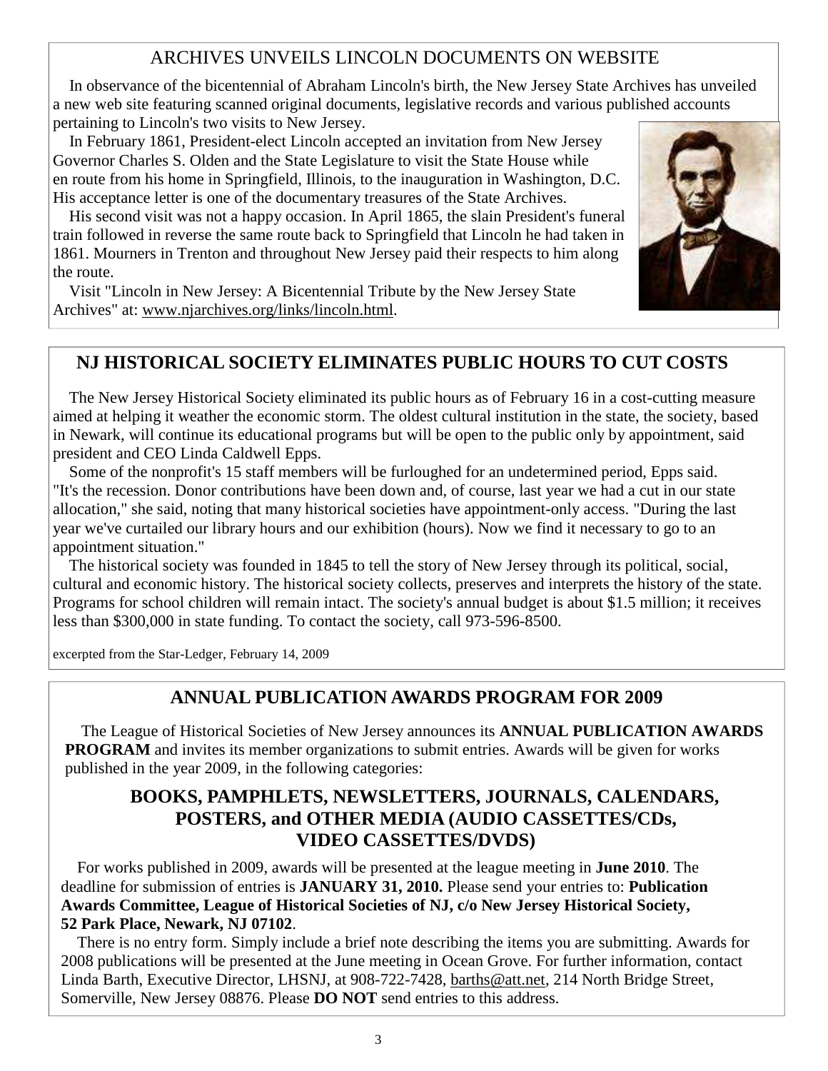## ARCHIVES UNVEILS LINCOLN DOCUMENTS ON WEBSITE

In observance of the bicentennial of Abraham Lincoln's birth, the New Jersey State Archives has unveiled a new web site featuring scanned original documents, legislative records and various published accounts pertaining to Lincoln's two visits to New Jersey.

In February 1861, President-elect Lincoln accepted an invitation from New Jersey Governor Charles S. Olden and the State Legislature to visit the State House while en route from his home in Springfield, Illinois, to the inauguration in Washington, D.C. His acceptance letter is one of the documentary treasures of the State Archives.

His second visit was not a happy occasion. In April 1865, the slain President's funeral train followed in reverse the same route back to Springfield that Lincoln he had taken in 1861. Mourners in Trenton and throughout New Jersey paid their respects to him along the route.

Visit "Lincoln in New Jersey: A Bicentennial Tribute by the New Jersey State Archives" at: www.njarchives.org/links/lincoln.html.

## NJ HISTORICAL SOCIETY ELIMINATES PUBLIC HOURS TO CUT COSTS

The New Jersey Historical Society eliminated its public hours as of February 16 in a cost-cutting measure aimed at helping it weather the economic storm. The oldest cultural institution in the state, the society, based in Newark, will continue its educational programs but will be open to the public only by appointment, said president and CEO Linda Caldwell Epps.

Some of the nonprofit's 15 staff members will be furloughed for an undetermined period, Epps said. "It's the recession. Donor contributions have been down and, of course, last year we had a cut in our state allocation," she said, noting that many historical societies have appointment-only access. "During the last year we've curtailed our library hours and our exhibition (hours). Now we find it necessary to go to an appointment situation."

The historical society was founded in 1845 to tell the story of New Jersey through its political, social, cultural and economic history. The historical society collects, preserves and interprets the history of the state. Programs for school children will remain intact. The society's annual budget is about $1.5 million; it receives less than $300,000 in state funding. To contact the society, call 973-596-8500.

excerpted from the Star-Ledger, February 14, 2009

## ANNUAL PUBLICATION AWARDS PROGRAM FOR 2009

The League of Historical Societies of New Jersey announces its **ANNUAL PUBLICATION AWARDS PROGRAM** and invites its member organizations to submit entries. Awards will be given for works published in the year 2009, in the following categories:

### BOOKS, PAMPHLETS, NEWSLETTERS, JOURNALS, CALENDARS, POSTERS, and OTHER MEDIA (AUDIO CASSETTES/CDs, VIDEO CASSETTES/DVDS)

For works published in 2009, awards will be presented at the league meeting in **June 2010**. The deadline for submission of entries is **JANUARY 31, 2010.** Please send your entries to: **Publication Awards Committee, League of Historical Societies of NJ, c/o New Jersey Historical Society, 52 Park Place, Newark, NJ 07102**.

There is no entry form. Simply include a brief note describing the items you are submitting. Awards for 2008 publications will be presented at the June meeting in Ocean Grove. For further information, contact Linda Barth, Executive Director, LHSNJ, at 908-722-7428, barths@att.net, 214 North Bridge Street, Somerville, New Jersey 08876. Please **DO NOT** send entries to this address.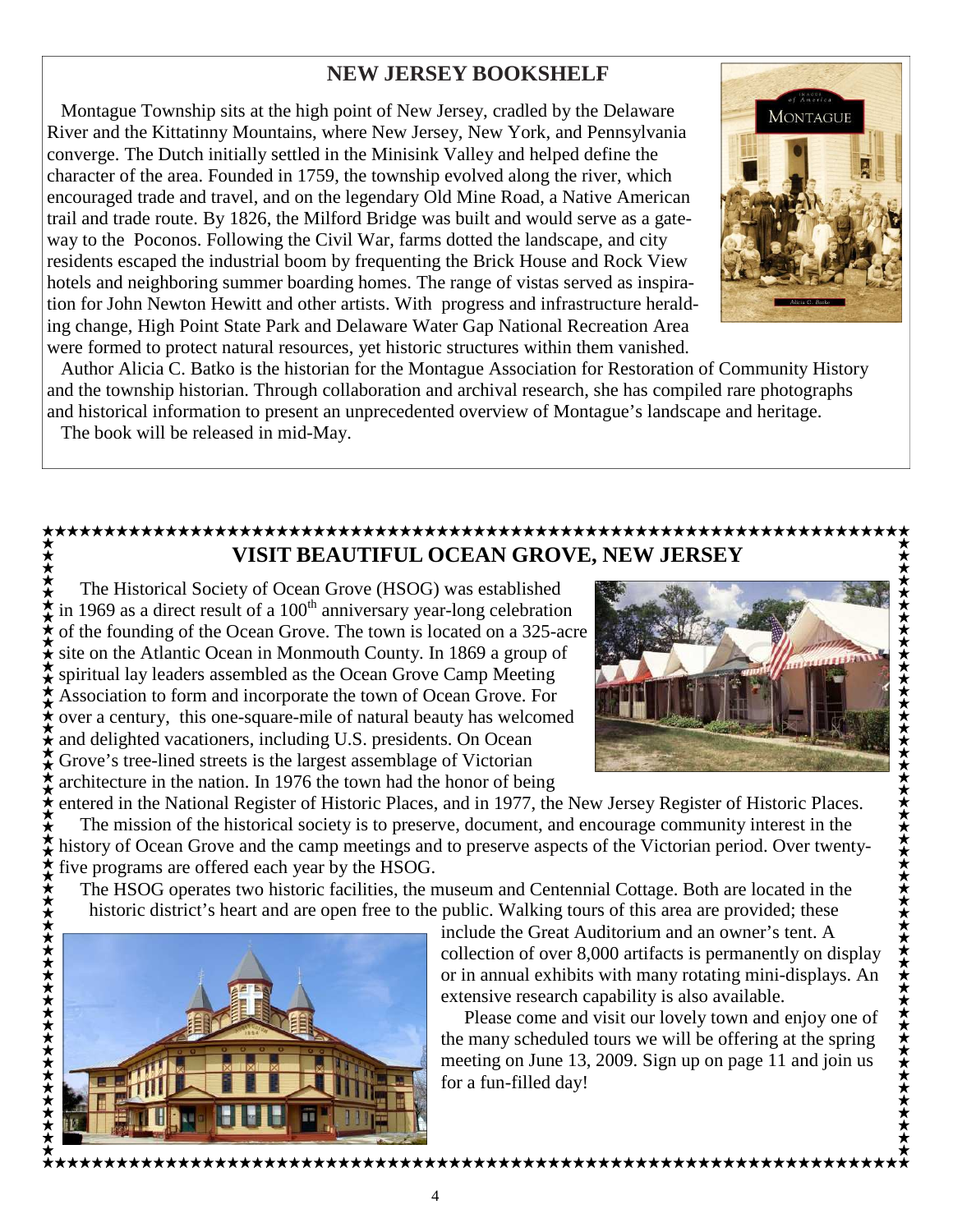## NEW JERSEY BOOKSHELF

Montague Township sits at the high point of New Jersey, cradled by the Delaware River and the Kittatinny Mountains, where New Jersey, New York, and Pennsylvania converge. The Dutch initially settled in the Minisink Valley and helped define the character of the area. Founded in 1759, the township evolved along the river, which encouraged trade and travel, and on the legendary Old Mine Road, a Native American trail and trade route. By 1826, the Milford Bridge was built and would serve as a gateway to the Poconos. Following the Civil War, farms dotted the landscape, and city residents escaped the industrial boom by frequenting the Brick House and Rock View hotels and neighboring summer boarding homes. The range of vistas served as inspiration for John Newton Hewitt and other artists. With progress and infrastructure heralding change, High Point State Park and Delaware Water Gap National Recreation Area were formed to protect natural resources, yet historic structures within them vanished.

Author Alicia C. Batko is the historian for the Montague Association for Restoration of Community History and the township historian. Through collaboration and archival research, she has compiled rare photographs and historical information to present an unprecedented overview of Montague's landscape and heritage.

The book will be released in mid-May.

## VISIT BEAUTIFUL OCEAN GROVE, NEW JERSEY

The Historical Society of Ocean Grove (HSOG) was established in 1969 as a direct result of a 100th anniversary year-long celebration of the founding of the Ocean Grove. The town is located on a 325-acre site on the Atlantic Ocean in Monmouth County. In 1869 a group of spiritual lay leaders assembled as the Ocean Grove Camp Meeting Association to form and incorporate the town of Ocean Grove. For over a century, this one-square-mile of natural beauty has welcomed and delighted vacationers, including U.S. presidents. On Ocean Grove's tree-lined streets is the largest assemblage of Victorian architecture in the nation. In 1976 the town had the honor of being entered in the National Register of Historic Places, and in 1977, the New Jersey Register of Historic Places.

The mission of the historical society is to preserve, document, and encourage community interest in the history of Ocean Grove and the camp meetings and to preserve aspects of the Victorian period. Over twenty-five programs are offered each year by the HSOG.

The HSOG operates two historic facilities, the museum and Centennial Cottage. Both are located in the historic district's heart and are open free to the public. Walking tours of this area are provided; these include the Great Auditorium and an owner's tent. A collection of over 8,000 artifacts is permanently on display or in annual exhibits with many rotating mini-displays. An extensive research capability is also available.

Please come and visit our lovely town and enjoy one of the many scheduled tours we will be offering at the spring meeting on June 13, 2009. Sign up on page 11 and join us for a fun-filled day!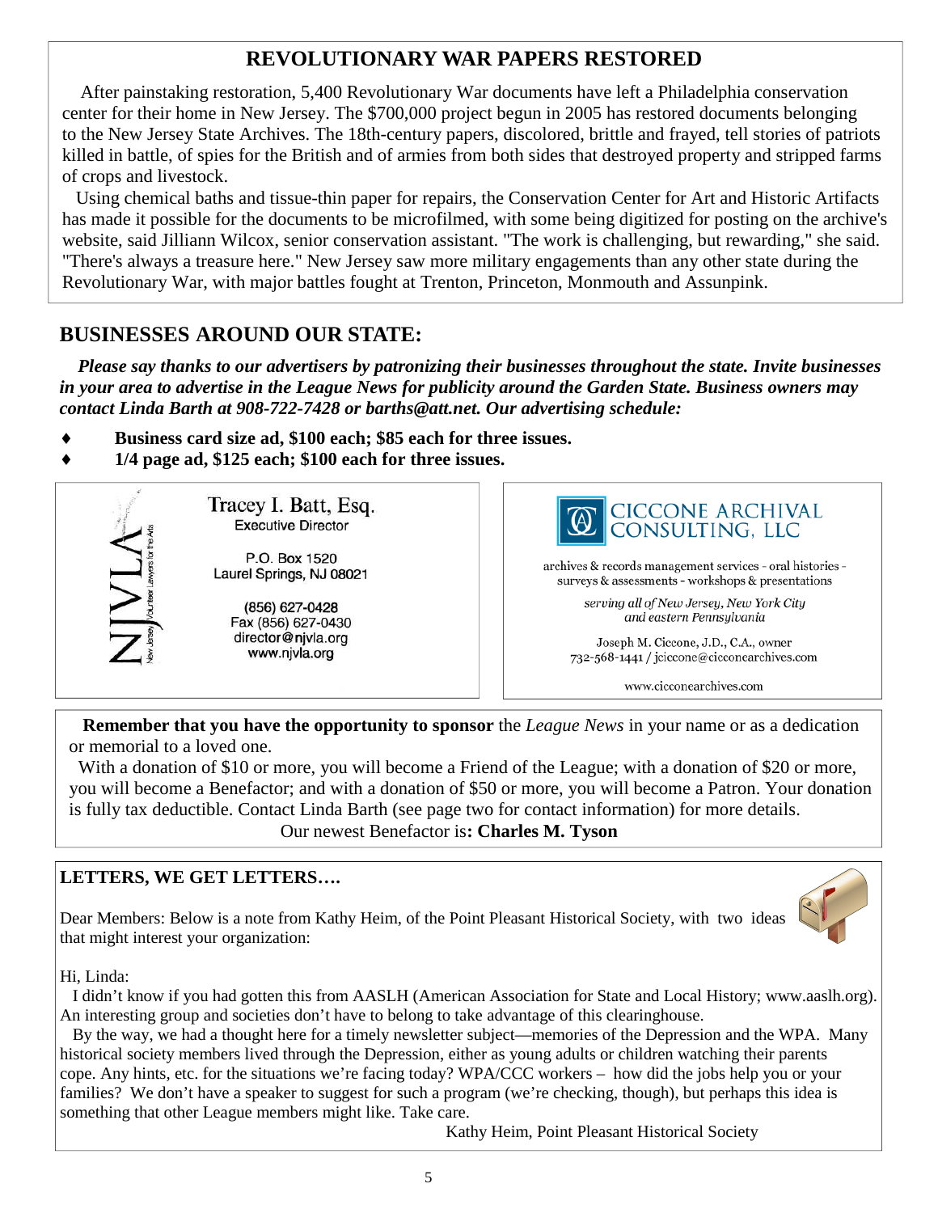## REVOLUTIONARY WAR PAPERS RESTORED

After painstaking restoration, 5,400 Revolutionary War documents have left a Philadelphia conservation center for their home in New Jersey. The $700,000 project begun in 2005 has restored documents belonging to the New Jersey State Archives. The 18th-century papers, discolored, brittle and frayed, tell stories of patriots killed in battle, of spies for the British and of armies from both sides that destroyed property and stripped farms of crops and livestock.

Using chemical baths and tissue-thin paper for repairs, the Conservation Center for Art and Historic Artifacts has made it possible for the documents to be microfilmed, with some being digitized for posting on the archive's website, said Jilliann Wilcox, senior conservation assistant. "The work is challenging, but rewarding," she said. "There's always a treasure here." New Jersey saw more military engagements than any other state during the Revolutionary War, with major battles fought at Trenton, Princeton, Monmouth and Assunpink.

## BUSINESSES AROUND OUR STATE:

***Please say thanks to our advertisers by patronizing their businesses throughout the state. Invite businesses in your area to advertise in the League News for publicity around the Garden State. Business owners may contact Linda Barth at 908-722-7428 or barths@att.net. Our advertising schedule:***

- **Business card size ad, $100 each; $85 each for three issues.**
- **1/4 page ad, $125 each; $100 each for three issues.**

NJVLA New Jersey Volunteer Lawyers for the Arts

Tracey I. Batt, Esq.
Executive Director

P.O. Box 1520
Laurel Springs, NJ 08021

(856) 627-0428
Fax (856) 627-0430
director@njvla.org
www.njvla.org

CICCONE ARCHIVAL CONSULTING, LLC

archives & records management services - oral histories - surveys & assessments - workshops & presentations

*serving all of New Jersey, New York City and eastern Pennsylvania*

Joseph M. Ciccone, J.D., C.A., owner
732-568-1441 / jciccone@cicconearchives.com

www.cicconearchives.com

**Remember that you have the opportunity to sponsor** the *League News* in your name or as a dedication or memorial to a loved one.

With a donation of $10 or more, you will become a Friend of the League; with a donation of $20 or more, you will become a Benefactor; and with a donation of $50 or more, you will become a Patron. Your donation is fully tax deductible. Contact Linda Barth (see page two for contact information) for more details.

Our newest Benefactor is**: Charles M. Tyson**

### LETTERS, WE GET LETTERS….

Dear Members: Below is a note from Kathy Heim, of the Point Pleasant Historical Society, with two ideas that might interest your organization:

Hi, Linda:

I didn't know if you had gotten this from AASLH (American Association for State and Local History; www.aaslh.org). An interesting group and societies don't have to belong to take advantage of this clearinghouse.

By the way, we had a thought here for a timely newsletter subject—memories of the Depression and the WPA. Many historical society members lived through the Depression, either as young adults or children watching their parents cope. Any hints, etc. for the situations we're facing today? WPA/CCC workers – how did the jobs help you or your families? We don't have a speaker to suggest for such a program (we're checking, though), but perhaps this idea is something that other League members might like. Take care.

Kathy Heim, Point Pleasant Historical Society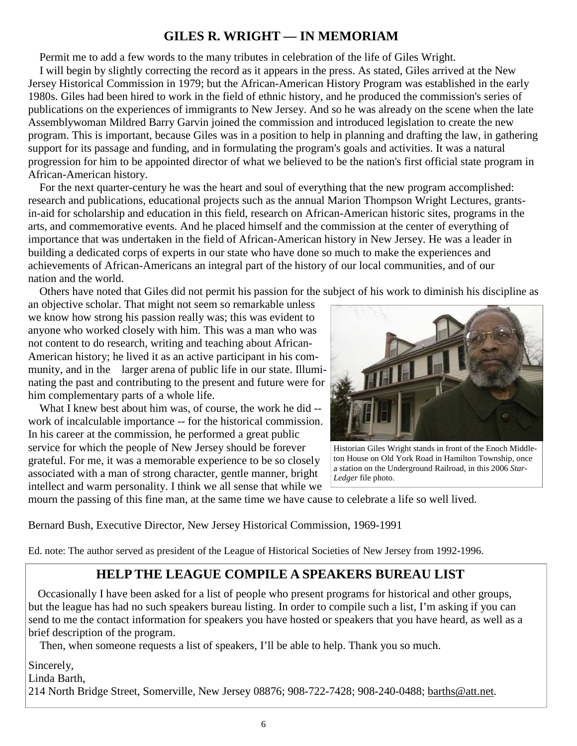## GILES R. WRIGHT — IN MEMORIAM

Permit me to add a few words to the many tributes in celebration of the life of Giles Wright.

I will begin by slightly correcting the record as it appears in the press. As stated, Giles arrived at the New Jersey Historical Commission in 1979; but the African-American History Program was established in the early 1980s. Giles had been hired to work in the field of ethnic history, and he produced the commission's series of publications on the experiences of immigrants to New Jersey. And so he was already on the scene when the late Assemblywoman Mildred Barry Garvin joined the commission and introduced legislation to create the new program. This is important, because Giles was in a position to help in planning and drafting the law, in gathering support for its passage and funding, and in formulating the program's goals and activities. It was a natural progression for him to be appointed director of what we believed to be the nation's first official state program in African-American history.

For the next quarter-century he was the heart and soul of everything that the new program accomplished: research and publications, educational projects such as the annual Marion Thompson Wright Lectures, grants-in-aid for scholarship and education in this field, research on African-American historic sites, programs in the arts, and commemorative events. And he placed himself and the commission at the center of everything of importance that was undertaken in the field of African-American history in New Jersey. He was a leader in building a dedicated corps of experts in our state who have done so much to make the experiences and achievements of African-Americans an integral part of the history of our local communities, and of our nation and the world.

Others have noted that Giles did not permit his passion for the subject of his work to diminish his discipline as an objective scholar. That might not seem so remarkable unless we know how strong his passion really was; this was evident to anyone who worked closely with him. This was a man who was not content to do research, writing and teaching about African-American history; he lived it as an active participant in his community, and in the larger arena of public life in our state. Illuminating the past and contributing to the present and future were for him complementary parts of a whole life.

What I knew best about him was, of course, the work he did -- work of incalculable importance -- for the historical commission. In his career at the commission, he performed a great public service for which the people of New Jersey should be forever grateful. For me, it was a memorable experience to be so closely associated with a man of strong character, gentle manner, bright intellect and warm personality. I think we all sense that while we mourn the passing of this fine man, at the same time we have cause to celebrate a life so well lived.

Historian Giles Wright stands in front of the Enoch Middleton House on Old York Road in Hamilton Township, once a station on the Underground Railroad, in this 2006 *Star-Ledger* file photo.

Bernard Bush, Executive Director, New Jersey Historical Commission, 1969-1991

Ed. note: The author served as president of the League of Historical Societies of New Jersey from 1992-1996.

## HELP THE LEAGUE COMPILE A SPEAKERS BUREAU LIST

Occasionally I have been asked for a list of people who present programs for historical and other groups, but the league has had no such speakers bureau listing. In order to compile such a list, I'm asking if you can send to me the contact information for speakers you have hosted or speakers that you have heard, as well as a brief description of the program.

Then, when someone requests a list of speakers, I'll be able to help. Thank you so much.

Sincerely,
Linda Barth,
214 North Bridge Street, Somerville, New Jersey 08876; 908-722-7428; 908-240-0488; barths@att.net.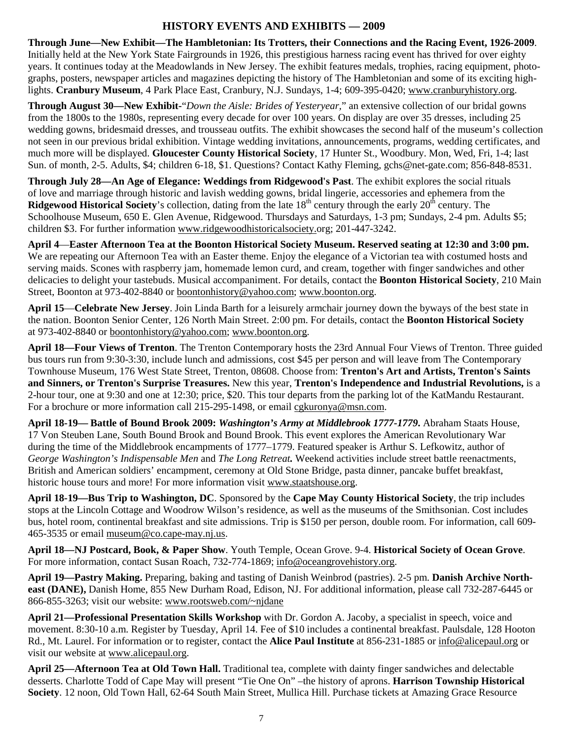## HISTORY EVENTS AND EXHIBITS — 2009

**Through June—New Exhibit—The Hambletonian: Its Trotters, their Connections and the Racing Event, 1926-2009**. Initially held at the New York State Fairgrounds in 1926, this prestigious harness racing event has thrived for over eighty years. It continues today at the Meadowlands in New Jersey. The exhibit features medals, trophies, racing equipment, photographs, posters, newspaper articles and magazines depicting the history of The Hambletonian and some of its exciting highlights. **Cranbury Museum**, 4 Park Place East, Cranbury, N.J. Sundays, 1-4; 609-395-0420; www.cranburyhistory.org.

**Through August 30—New Exhibit**-"*Down the Aisle: Brides of Yesteryear*," an extensive collection of our bridal gowns from the 1800s to the 1980s, representing every decade for over 100 years. On display are over 35 dresses, including 25 wedding gowns, bridesmaid dresses, and trousseau outfits. The exhibit showcases the second half of the museum's collection not seen in our previous bridal exhibition. Vintage wedding invitations, announcements, programs, wedding certificates, and much more will be displayed. **Gloucester County Historical Society**, 17 Hunter St., Woodbury. Mon, Wed, Fri, 1-4; last Sun. of month, 2-5. Adults, $4; children 6-18, $1. Questions? Contact Kathy Fleming, gchs@net-gate.com; 856-848-8531.

**Through July 28—An Age of Elegance: Weddings from Ridgewood's Past**. The exhibit explores the social rituals of love and marriage through historic and lavish wedding gowns, bridal lingerie, accessories and ephemera from the **Ridgewood Historical Society**'s collection, dating from the late 18th century through the early 20th century. The Schoolhouse Museum, 650 E. Glen Avenue, Ridgewood. Thursdays and Saturdays, 1-3 pm; Sundays, 2-4 pm. Adults $5; children $3. For further information www.ridgewoodhistoricalsociety.org; 201-447-3242.

**April 4**—**Easter Afternoon Tea at the Boonton Historical Society Museum. Reserved seating at 12:30 and 3:00 pm.** We are repeating our Afternoon Tea with an Easter theme. Enjoy the elegance of a Victorian tea with costumed hosts and serving maids. Scones with raspberry jam, homemade lemon curd, and cream, together with finger sandwiches and other delicacies to delight your tastebuds. Musical accompaniment. For details, contact the **Boonton Historical Society**, 210 Main Street, Boonton at 973-402-8840 or boontonhistory@yahoo.com; www.boonton.org.

**April 15**—**Celebrate New Jersey**. Join Linda Barth for a leisurely armchair journey down the byways of the best state in the nation. Boonton Senior Center, 126 North Main Street. 2:00 pm. For details, contact the **Boonton Historical Society** at 973-402-8840 or boontonhistory@yahoo.com; www.boonton.org.

**April 18—Four Views of Trenton**. The Trenton Contemporary hosts the 23rd Annual Four Views of Trenton. Three guided bus tours run from 9:30-3:30, include lunch and admissions, cost $45 per person and will leave from The Contemporary Townhouse Museum, 176 West State Street, Trenton, 08608. Choose from: **Trenton's Art and Artists, Trenton's Saints and Sinners, or Trenton's Surprise Treasures.** New this year, **Trenton's Independence and Industrial Revolutions,** is a 2-hour tour, one at 9:30 and one at 12:30; price, $20. This tour departs from the parking lot of the KatMandu Restaurant. For a brochure or more information call 215-295-1498, or email cgkuronya@msn.com.

**April 18-19— Battle of Bound Brook 2009: *Washington's Army at Middlebrook 1777-1779***. Abraham Staats House, 17 Von Steuben Lane, South Bound Brook and Bound Brook. This event explores the American Revolutionary War during the time of the Middlebrook encampments of 1777–1779. Featured speaker is Arthur S. Lefkowitz, author of *George Washington's Indispensable Men* and *The Long Retreat.* Weekend activities include street battle reenactments, British and American soldiers' encampment, ceremony at Old Stone Bridge, pasta dinner, pancake buffet breakfast, historic house tours and more! For more information visit www.staatshouse.org.

**April 18-19—Bus Trip to Washington, DC**. Sponsored by the **Cape May County Historical Society**, the trip includes stops at the Lincoln Cottage and Woodrow Wilson's residence, as well as the museums of the Smithsonian. Cost includes bus, hotel room, continental breakfast and site admissions. Trip is $150 per person, double room. For information, call 609-465-3535 or email museum@co.cape-may.nj.us.

**April 18—NJ Postcard, Book, & Paper Show**. Youth Temple, Ocean Grove. 9-4. **Historical Society of Ocean Grove**. For more information, contact Susan Roach, 732-774-1869; info@oceangrovehistory.org.

**April 19—Pastry Making.** Preparing, baking and tasting of Danish Weinbrod (pastries). 2-5 pm. **Danish Archive Northeast (DANE),** Danish Home, 855 New Durham Road, Edison, NJ. For additional information, please call 732-287-6445 or 866-855-3263; visit our website: www.rootsweb.com/~njdane

**April 21—Professional Presentation Skills Workshop** with Dr. Gordon A. Jacoby, a specialist in speech, voice and movement. 8:30-10 a.m. Register by Tuesday, April 14. Fee of $10 includes a continental breakfast. Paulsdale, 128 Hooton Rd., Mt. Laurel. For information or to register, contact the **Alice Paul Institute** at 856-231-1885 or info@alicepaul.org or visit our website at www.alicepaul.org.

**April 25—Afternoon Tea at Old Town Hall.** Traditional tea, complete with dainty finger sandwiches and delectable desserts. Charlotte Todd of Cape May will present "Tie One On" –the history of aprons. **Harrison Township Historical Society**. 12 noon, Old Town Hall, 62-64 South Main Street, Mullica Hill. Purchase tickets at Amazing Grace Resource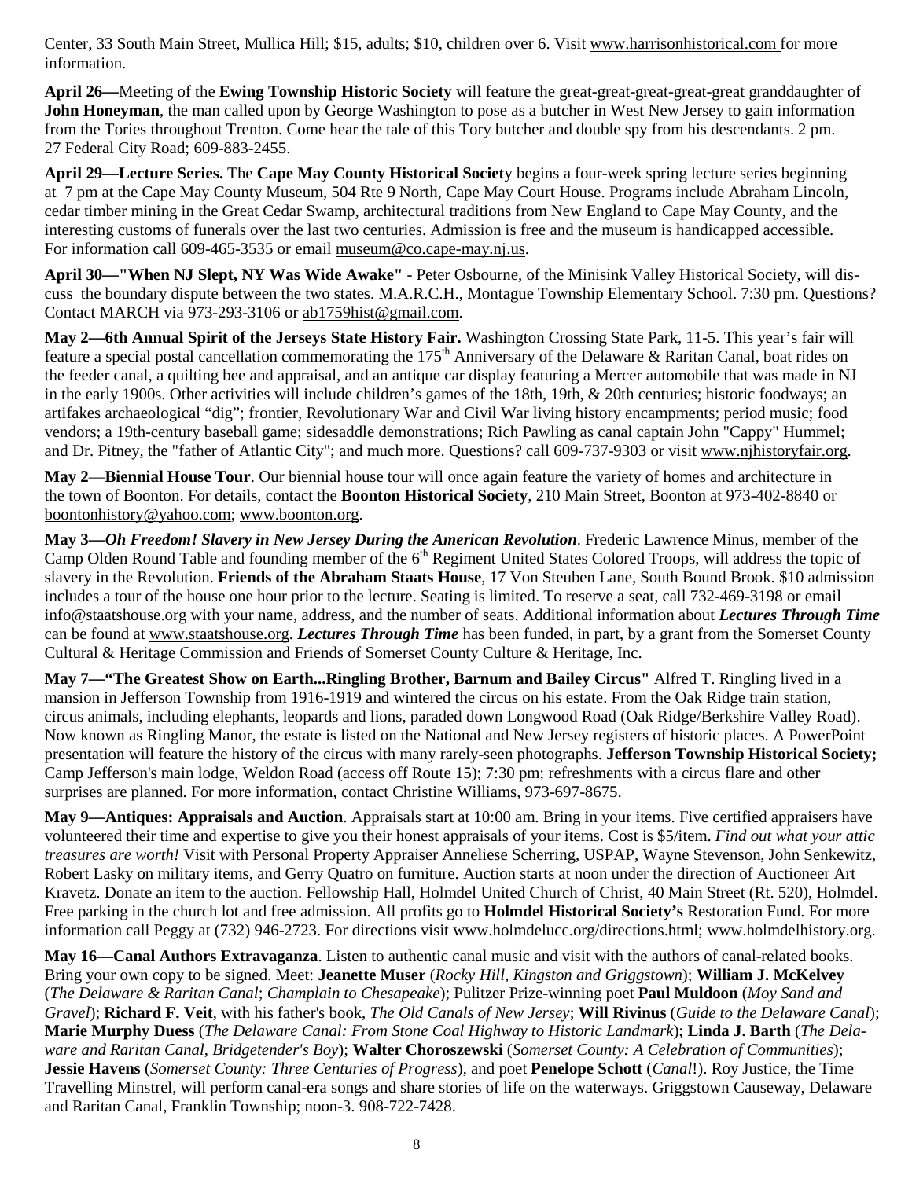Center, 33 South Main Street, Mullica Hill; $15, adults; $10, children over 6. Visit www.harrisonhistorical.com for more information.

**April 26—**Meeting of the **Ewing Township Historic Society** will feature the great-great-great-great-great granddaughter of **John Honeyman**, the man called upon by George Washington to pose as a butcher in West New Jersey to gain information from the Tories throughout Trenton. Come hear the tale of this Tory butcher and double spy from his descendants. 2 pm. 27 Federal City Road; 609-883-2455.

**April 29—Lecture Series.** The **Cape May County Historical Society** begins a four-week spring lecture series beginning at 7 pm at the Cape May County Museum, 504 Rte 9 North, Cape May Court House. Programs include Abraham Lincoln, cedar timber mining in the Great Cedar Swamp, architectural traditions from New England to Cape May County, and the interesting customs of funerals over the last two centuries. Admission is free and the museum is handicapped accessible. For information call 609-465-3535 or email museum@co.cape-may.nj.us.

**April 30—"When NJ Slept, NY Was Wide Awake"** - Peter Osbourne, of the Minisink Valley Historical Society, will discuss the boundary dispute between the two states. M.A.R.C.H., Montague Township Elementary School. 7:30 pm. Questions? Contact MARCH via 973-293-3106 or ab1759hist@gmail.com.

**May 2—6th Annual Spirit of the Jerseys State History Fair.** Washington Crossing State Park, 11-5. This year's fair will feature a special postal cancellation commemorating the 175th Anniversary of the Delaware & Raritan Canal, boat rides on the feeder canal, a quilting bee and appraisal, and an antique car display featuring a Mercer automobile that was made in NJ in the early 1900s. Other activities will include children's games of the 18th, 19th, & 20th centuries; historic foodways; an artifakes archaeological "dig"; frontier, Revolutionary War and Civil War living history encampments; period music; food vendors; a 19th-century baseball game; sidesaddle demonstrations; Rich Pawling as canal captain John "Cappy" Hummel; and Dr. Pitney, the "father of Atlantic City"; and much more. Questions? call 609-737-9303 or visit www.njhistoryfair.org.

**May 2**—**Biennial House Tour**. Our biennial house tour will once again feature the variety of homes and architecture in the town of Boonton. For details, contact the **Boonton Historical Society**, 210 Main Street, Boonton at 973-402-8840 or boontonhistory@yahoo.com; www.boonton.org.

**May 3—*Oh Freedom! Slavery in New Jersey During the American Revolution***. Frederic Lawrence Minus, member of the Camp Olden Round Table and founding member of the 6th Regiment United States Colored Troops, will address the topic of slavery in the Revolution. **Friends of the Abraham Staats House**, 17 Von Steuben Lane, South Bound Brook. $10 admission includes a tour of the house one hour prior to the lecture. Seating is limited. To reserve a seat, call 732-469-3198 or email info@staatshouse.org with your name, address, and the number of seats. Additional information about ***Lectures Through Time*** can be found at www.staatshouse.org. ***Lectures Through Time*** has been funded, in part, by a grant from the Somerset County Cultural & Heritage Commission and Friends of Somerset County Culture & Heritage, Inc.

**May 7—"The Greatest Show on Earth...Ringling Brother, Barnum and Bailey Circus"** Alfred T. Ringling lived in a mansion in Jefferson Township from 1916-1919 and wintered the circus on his estate. From the Oak Ridge train station, circus animals, including elephants, leopards and lions, paraded down Longwood Road (Oak Ridge/Berkshire Valley Road). Now known as Ringling Manor, the estate is listed on the National and New Jersey registers of historic places. A PowerPoint presentation will feature the history of the circus with many rarely-seen photographs. **Jefferson Township Historical Society;** Camp Jefferson's main lodge, Weldon Road (access off Route 15); 7:30 pm; refreshments with a circus flare and other surprises are planned. For more information, contact Christine Williams, 973-697-8675.

**May 9—Antiques: Appraisals and Auction**. Appraisals start at 10:00 am. Bring in your items. Five certified appraisers have volunteered their time and expertise to give you their honest appraisals of your items. Cost is $5/item. *Find out what your attic treasures are worth!* Visit with Personal Property Appraiser Anneliese Scherring, USPAP, Wayne Stevenson, John Senkewitz, Robert Lasky on military items, and Gerry Quatro on furniture. Auction starts at noon under the direction of Auctioneer Art Kravetz. Donate an item to the auction. Fellowship Hall, Holmdel United Church of Christ, 40 Main Street (Rt. 520), Holmdel. Free parking in the church lot and free admission. All profits go to **Holmdel Historical Society's** Restoration Fund. For more information call Peggy at (732) 946-2723. For directions visit www.holmdelucc.org/directions.html; www.holmdelhistory.org.

**May 16—Canal Authors Extravaganza**. Listen to authentic canal music and visit with the authors of canal-related books. Bring your own copy to be signed. Meet: **Jeanette Muser** (*Rocky Hill, Kingston and Griggstown*); **William J. McKelvey** (*The Delaware & Raritan Canal*; *Champlain to Chesapeake*); Pulitzer Prize-winning poet **Paul Muldoon** (*Moy Sand and Gravel*); **Richard F. Veit**, with his father's book, *The Old Canals of New Jersey*; **Will Rivinus** (*Guide to the Delaware Canal*); **Marie Murphy Duess** (*The Delaware Canal: From Stone Coal Highway to Historic Landmark*); **Linda J. Barth** (*The Delaware and Raritan Canal*, *Bridgetender's Boy*); **Walter Choroszewski** (*Somerset County: A Celebration of Communities*); **Jessie Havens** (*Somerset County: Three Centuries of Progress*), and poet **Penelope Schott** (*Canal*!). Roy Justice, the Time Travelling Minstrel, will perform canal-era songs and share stories of life on the waterways. Griggstown Causeway, Delaware and Raritan Canal, Franklin Township; noon-3. 908-722-7428.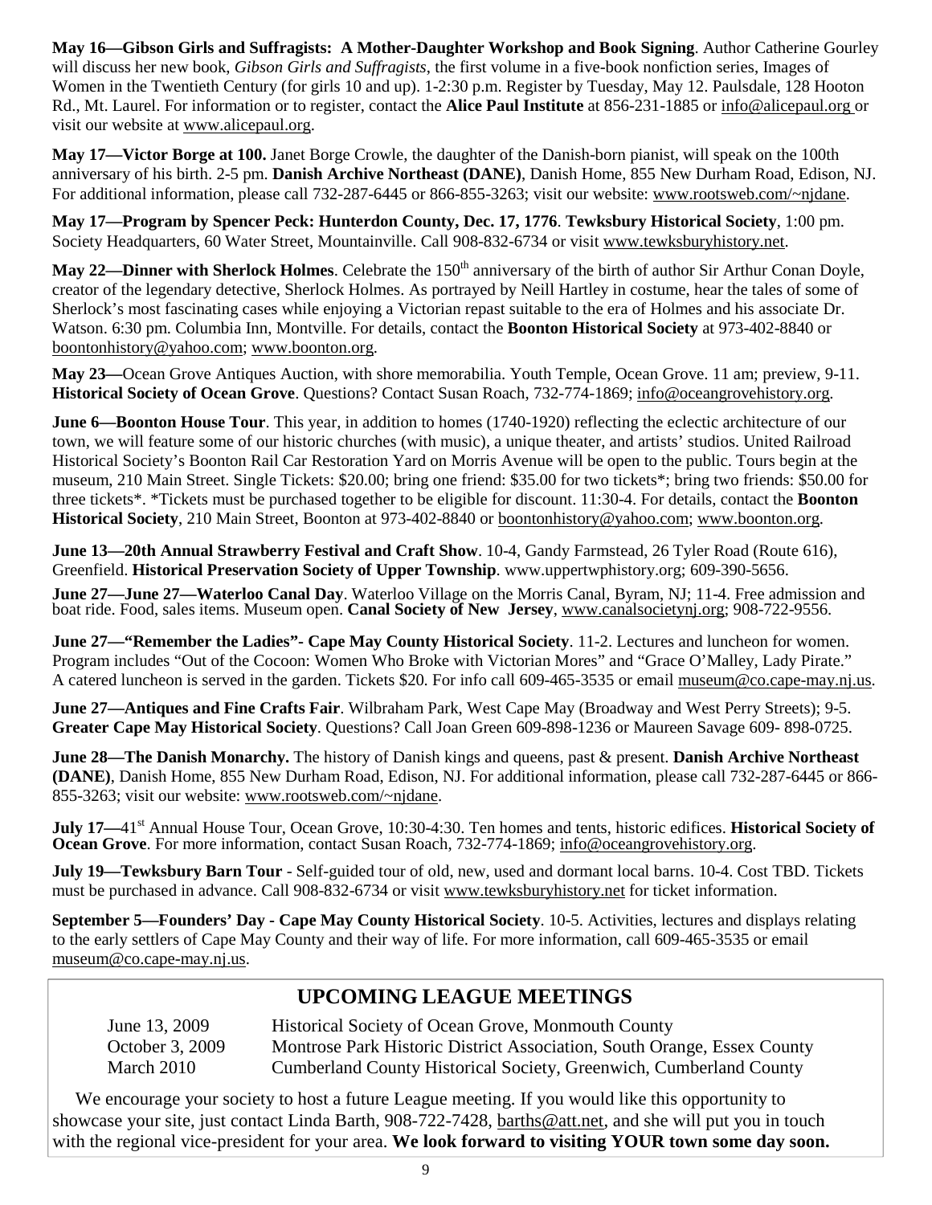**May 16—Gibson Girls and Suffragists: A Mother-Daughter Workshop and Book Signing**. Author Catherine Gourley will discuss her new book, *Gibson Girls and Suffragists*, the first volume in a five-book nonfiction series, Images of Women in the Twentieth Century (for girls 10 and up). 1-2:30 p.m. Register by Tuesday, May 12. Paulsdale, 128 Hooton Rd., Mt. Laurel. For information or to register, contact the **Alice Paul Institute** at 856-231-1885 or info@alicepaul.org or visit our website at www.alicepaul.org.

**May 17—Victor Borge at 100.** Janet Borge Crowle, the daughter of the Danish-born pianist, will speak on the 100th anniversary of his birth. 2-5 pm. **Danish Archive Northeast (DANE)**, Danish Home, 855 New Durham Road, Edison, NJ. For additional information, please call 732-287-6445 or 866-855-3263; visit our website: www.rootsweb.com/~njdane.

**May 17—Program by Spencer Peck: Hunterdon County, Dec. 17, 1776**. **Tewksbury Historical Society**, 1:00 pm. Society Headquarters, 60 Water Street, Mountainville. Call 908-832-6734 or visit www.tewksburyhistory.net.

**May 22—Dinner with Sherlock Holmes**. Celebrate the 150th anniversary of the birth of author Sir Arthur Conan Doyle, creator of the legendary detective, Sherlock Holmes. As portrayed by Neill Hartley in costume, hear the tales of some of Sherlock's most fascinating cases while enjoying a Victorian repast suitable to the era of Holmes and his associate Dr. Watson. 6:30 pm. Columbia Inn, Montville. For details, contact the **Boonton Historical Society** at 973-402-8840 or boontonhistory@yahoo.com; www.boonton.org.

**May 23—**Ocean Grove Antiques Auction, with shore memorabilia. Youth Temple, Ocean Grove. 11 am; preview, 9-11. **Historical Society of Ocean Grove**. Questions? Contact Susan Roach, 732-774-1869; info@oceangrovehistory.org.

**June 6—Boonton House Tour**. This year, in addition to homes (1740-1920) reflecting the eclectic architecture of our town, we will feature some of our historic churches (with music), a unique theater, and artists' studios. United Railroad Historical Society's Boonton Rail Car Restoration Yard on Morris Avenue will be open to the public. Tours begin at the museum, 210 Main Street. Single Tickets: $20.00; bring one friend: $35.00 for two tickets*; bring two friends: $50.00 for three tickets*. *Tickets must be purchased together to be eligible for discount. 11:30-4. For details, contact the **Boonton Historical Society**, 210 Main Street, Boonton at 973-402-8840 or boontonhistory@yahoo.com; www.boonton.org.

**June 13—20th Annual Strawberry Festival and Craft Show**. 10-4, Gandy Farmstead, 26 Tyler Road (Route 616), Greenfield. **Historical Preservation Society of Upper Township**. www.uppertwphistory.org; 609-390-5656.

**June 27—June 27—Waterloo Canal Day**. Waterloo Village on the Morris Canal, Byram, NJ; 11-4. Free admission and boat ride. Food, sales items. Museum open. **Canal Society of New Jersey**, www.canalsocietynj.org; 908-722-9556.

**June 27—"Remember the Ladies"- Cape May County Historical Society**. 11-2. Lectures and luncheon for women. Program includes "Out of the Cocoon: Women Who Broke with Victorian Mores" and "Grace O'Malley, Lady Pirate." A catered luncheon is served in the garden. Tickets $20. For info call 609-465-3535 or email museum@co.cape-may.nj.us.

**June 27—Antiques and Fine Crafts Fair**. Wilbraham Park, West Cape May (Broadway and West Perry Streets); 9-5. **Greater Cape May Historical Society**. Questions? Call Joan Green 609-898-1236 or Maureen Savage 609- 898-0725.

**June 28—The Danish Monarchy.** The history of Danish kings and queens, past & present. **Danish Archive Northeast (DANE)**, Danish Home, 855 New Durham Road, Edison, NJ. For additional information, please call 732-287-6445 or 866-855-3263; visit our website: www.rootsweb.com/~njdane.

**July 17—**41st Annual House Tour, Ocean Grove, 10:30-4:30. Ten homes and tents, historic edifices. **Historical Society of Ocean Grove**. For more information, contact Susan Roach, 732-774-1869; info@oceangrovehistory.org.

**July 19—Tewksbury Barn Tour** - Self-guided tour of old, new, used and dormant local barns. 10-4. Cost TBD. Tickets must be purchased in advance. Call 908-832-6734 or visit www.tewksburyhistory.net for ticket information.

**September 5—Founders' Day - Cape May County Historical Society**. 10-5. Activities, lectures and displays relating to the early settlers of Cape May County and their way of life. For more information, call 609-465-3535 or email museum@co.cape-may.nj.us.

## UPCOMING LEAGUE MEETINGS

| | |
|---|---|
| June 13, 2009 | Historical Society of Ocean Grove, Monmouth County |
| October 3, 2009 | Montrose Park Historic District Association, South Orange, Essex County |
| March 2010 | Cumberland County Historical Society, Greenwich, Cumberland County |

We encourage your society to host a future League meeting. If you would like this opportunity to showcase your site, just contact Linda Barth, 908-722-7428, barths@att.net, and she will put you in touch with the regional vice-president for your area. **We look forward to visiting YOUR town some day soon.**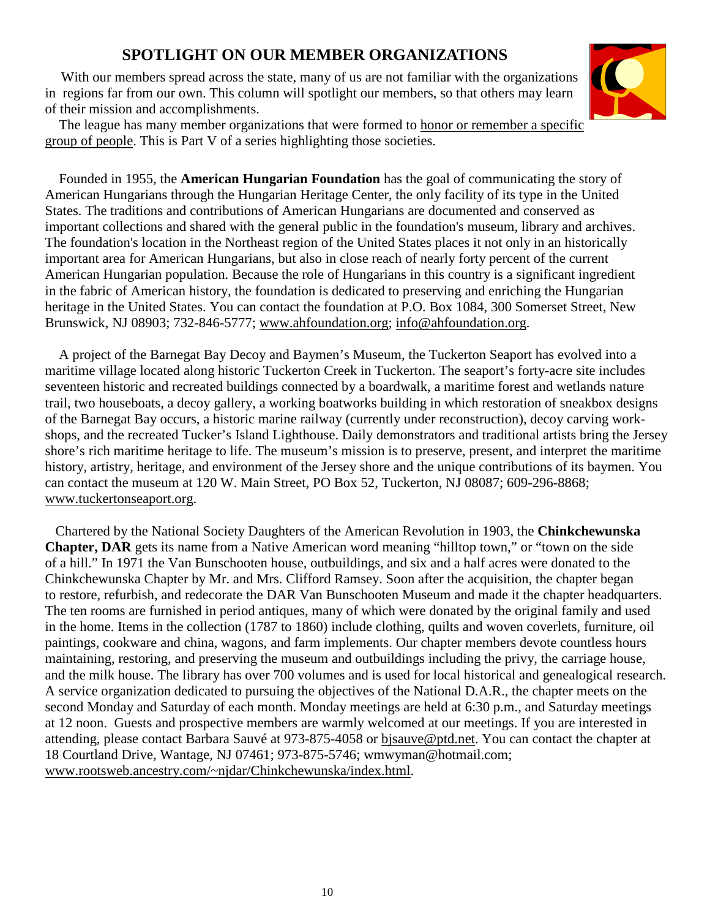## SPOTLIGHT ON OUR MEMBER ORGANIZATIONS

With our members spread across the state, many of us are not familiar with the organizations in regions far from our own. This column will spotlight our members, so that others may learn of their mission and accomplishments.

The league has many member organizations that were formed to honor or remember a specific group of people. This is Part V of a series highlighting those societies.

Founded in 1955, the **American Hungarian Foundation** has the goal of communicating the story of American Hungarians through the Hungarian Heritage Center, the only facility of its type in the United States. The traditions and contributions of American Hungarians are documented and conserved as important collections and shared with the general public in the foundation's museum, library and archives. The foundation's location in the Northeast region of the United States places it not only in an historically important area for American Hungarians, but also in close reach of nearly forty percent of the current American Hungarian population. Because the role of Hungarians in this country is a significant ingredient in the fabric of American history, the foundation is dedicated to preserving and enriching the Hungarian heritage in the United States. You can contact the foundation at P.O. Box 1084, 300 Somerset Street, New Brunswick, NJ 08903; 732-846-5777; www.ahfoundation.org; info@ahfoundation.org.

A project of the Barnegat Bay Decoy and Baymen's Museum, the Tuckerton Seaport has evolved into a maritime village located along historic Tuckerton Creek in Tuckerton. The seaport's forty-acre site includes seventeen historic and recreated buildings connected by a boardwalk, a maritime forest and wetlands nature trail, two houseboats, a decoy gallery, a working boatworks building in which restoration of sneakbox designs of the Barnegat Bay occurs, a historic marine railway (currently under reconstruction), decoy carving workshops, and the recreated Tucker's Island Lighthouse. Daily demonstrators and traditional artists bring the Jersey shore's rich maritime heritage to life. The museum's mission is to preserve, present, and interpret the maritime history, artistry, heritage, and environment of the Jersey shore and the unique contributions of its baymen. You can contact the museum at 120 W. Main Street, PO Box 52, Tuckerton, NJ 08087; 609-296-8868; www.tuckertonseaport.org.

Chartered by the National Society Daughters of the American Revolution in 1903, the **Chinkchewunska Chapter, DAR** gets its name from a Native American word meaning "hilltop town," or "town on the side of a hill." In 1971 the Van Bunschooten house, outbuildings, and six and a half acres were donated to the Chinkchewunska Chapter by Mr. and Mrs. Clifford Ramsey. Soon after the acquisition, the chapter began to restore, refurbish, and redecorate the DAR Van Bunschooten Museum and made it the chapter headquarters. The ten rooms are furnished in period antiques, many of which were donated by the original family and used in the home. Items in the collection (1787 to 1860) include clothing, quilts and woven coverlets, furniture, oil paintings, cookware and china, wagons, and farm implements. Our chapter members devote countless hours maintaining, restoring, and preserving the museum and outbuildings including the privy, the carriage house, and the milk house. The library has over 700 volumes and is used for local historical and genealogical research. A service organization dedicated to pursuing the objectives of the National D.A.R., the chapter meets on the second Monday and Saturday of each month. Monday meetings are held at 6:30 p.m., and Saturday meetings at 12 noon. Guests and prospective members are warmly welcomed at our meetings. If you are interested in attending, please contact Barbara Sauvé at 973-875-4058 or bjsauve@ptd.net. You can contact the chapter at 18 Courtland Drive, Wantage, NJ 07461; 973-875-5746; wmwyman@hotmail.com; www.rootsweb.ancestry.com/~njdar/Chinkchewunska/index.html.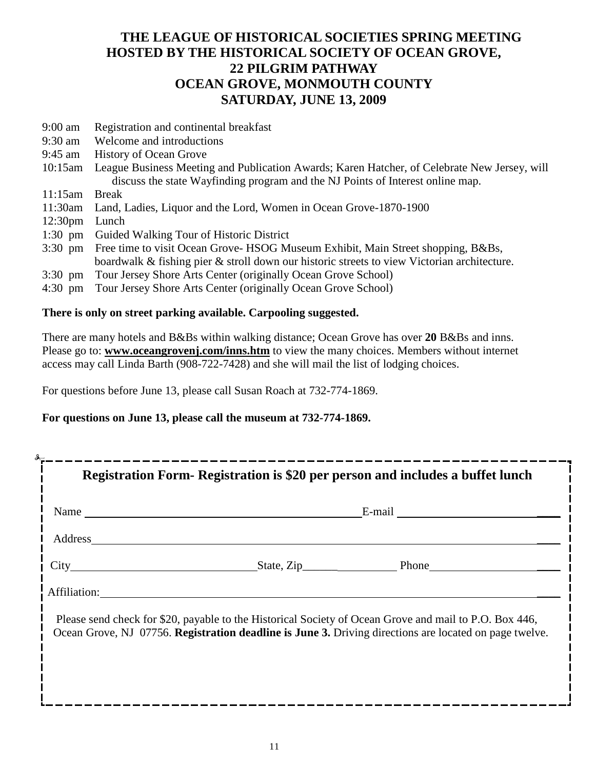# THE LEAGUE OF HISTORICAL SOCIETIES SPRING MEETING
## HOSTED BY THE HISTORICAL SOCIETY OF OCEAN GROVE,
## 22 PILGRIM PATHWAY
## OCEAN GROVE, MONMOUTH COUNTY
## SATURDAY, JUNE 13, 2009

- 9:00 am  Registration and continental breakfast
- 9:30 am  Welcome and introductions
- 9:45 am  History of Ocean Grove
- 10:15am  League Business Meeting and Publication Awards; Karen Hatcher, of Celebrate New Jersey, will discuss the state Wayfinding program and the NJ Points of Interest online map.
- 11:15am  Break
- 11:30am  Land, Ladies, Liquor and the Lord, Women in Ocean Grove-1870-1900
- 12:30pm  Lunch
- 1:30 pm  Guided Walking Tour of Historic District
- 3:30 pm  Free time to visit Ocean Grove- HSOG Museum Exhibit, Main Street shopping, B&Bs, boardwalk & fishing pier & stroll down our historic streets to view Victorian architecture.
- 3:30 pm  Tour Jersey Shore Arts Center (originally Ocean Grove School)
- 4:30 pm  Tour Jersey Shore Arts Center (originally Ocean Grove School)

**There is only on street parking available. Carpooling suggested.**

There are many hotels and B&Bs within walking distance; Ocean Grove has over **20** B&Bs and inns. Please go to: **www.oceangrovenj.com/inns.htm** to view the many choices. Members without internet access may call Linda Barth (908-722-7428) and she will mail the list of lodging choices.

For questions before June 13, please call Susan Roach at 732-774-1869.

**For questions on June 13, please call the museum at 732-774-1869.**

---

**Registration Form- Registration is $20 per person and includes a buffet lunch**

Name ______________________________ E-mail ______________________________

Address ______________________________________________________________

City ______________________ State, Zip ________________ Phone ________________

Affiliation: ____________________________________________________________

Please send check for $20, payable to the Historical Society of Ocean Grove and mail to P.O. Box 446, Ocean Grove, NJ 07756. **Registration deadline is June 3.** Driving directions are located on page twelve.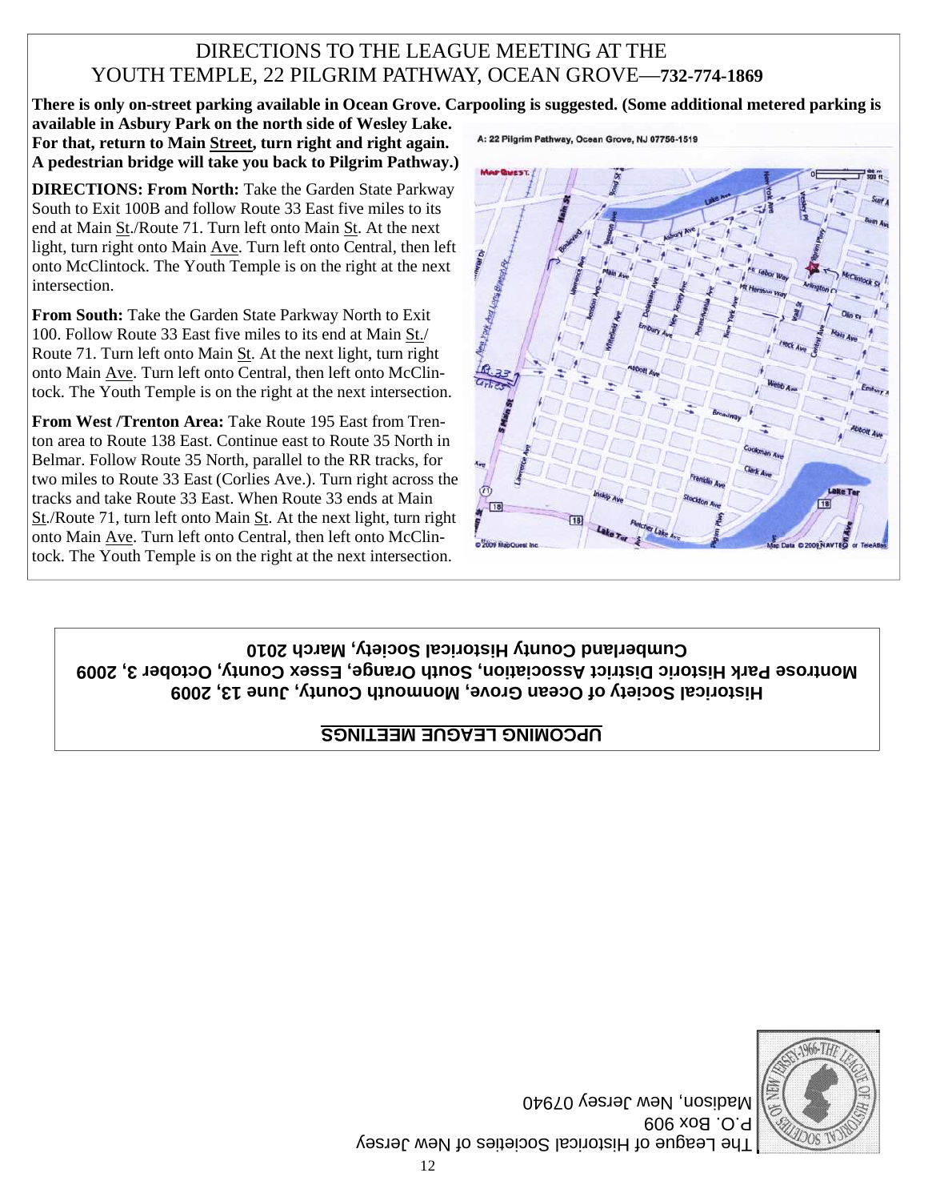# DIRECTIONS TO THE LEAGUE MEETING AT THE YOUTH TEMPLE, 22 PILGRIM PATHWAY, OCEAN GROVE—**732-774-1869**

**There is only on-street parking available in Ocean Grove. Carpooling is suggested. (Some additional metered parking is available in Asbury Park on the north side of Wesley Lake. For that, return to Main Street, turn right and right again. A pedestrian bridge will take you back to Pilgrim Pathway.)**

**DIRECTIONS: From North:** Take the Garden State Parkway South to Exit 100B and follow Route 33 East five miles to its end at Main St./Route 71. Turn left onto Main St. At the next light, turn right onto Main Ave. Turn left onto Central, then left onto McClintock. The Youth Temple is on the right at the next intersection.

**From South:** Take the Garden State Parkway North to Exit 100. Follow Route 33 East five miles to its end at Main St./ Route 71. Turn left onto Main St. At the next light, turn right onto Main Ave. Turn left onto Central, then left onto McClintock. The Youth Temple is on the right at the next intersection.

**From West /Trenton Area:** Take Route 195 East from Trenton area to Route 138 East. Continue east to Route 35 North in Belmar. Follow Route 35 North, parallel to the RR tracks, for two miles to Route 33 East (Corlies Ave.). Turn right across the tracks and take Route 33 East. When Route 33 ends at Main St./Route 71, turn left onto Main St. At the next light, turn right onto Main Ave. Turn left onto Central, then left onto McClintock. The Youth Temple is on the right at the next intersection.

A: 22 Pilgrim Pathway, Ocean Grove, NJ 07756-1519

## UPCOMING LEAGUE MEETINGS

**Historical Society of Ocean Grove, Monmouth County, June 13, 2009**
**Montrose Park Historic District Association, South Orange, Essex County, October 3, 2009**
**Cumberland County Historical Society, March 2010**

The League of Historical Societies of New Jersey
P.O. Box 909
Madison, New Jersey 07940